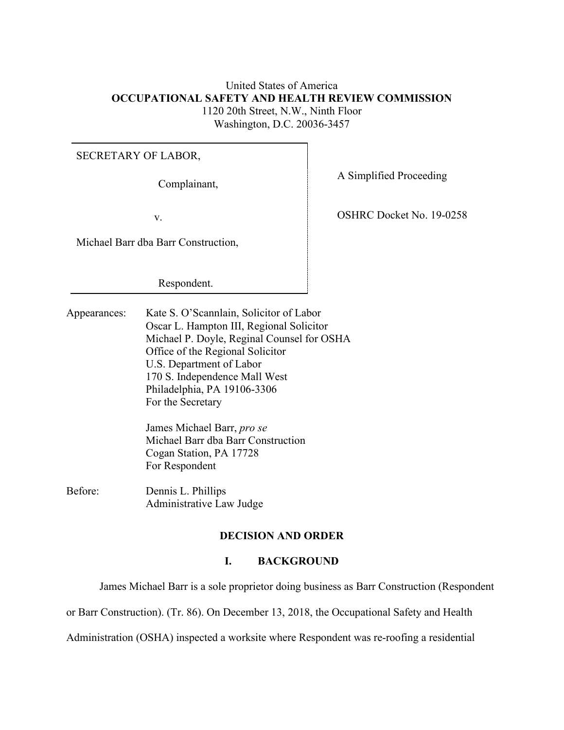United States of America
**OCCUPATIONAL SAFETY AND HEALTH REVIEW COMMISSION**
1120 20th Street, N.W., Ninth Floor
Washington, D.C. 20036-3457

| | |
|---|---|
| SECRETARY OF LABOR, | A Simplified Proceeding |
| Complainant, | |
| v. | OSHRC Docket No. 19-0258 |
| Michael Barr dba Barr Construction, | |
| Respondent. | |

Appearances: Kate S. O'Scannlain, Solicitor of Labor
Oscar L. Hampton III, Regional Solicitor
Michael P. Doyle, Reginal Counsel for OSHA
Office of the Regional Solicitor
U.S. Department of Labor
170 S. Independence Mall West
Philadelphia, PA 19106-3306
For the Secretary

James Michael Barr, *pro se*
Michael Barr dba Barr Construction
Cogan Station, PA 17728
For Respondent

Before: Dennis L. Phillips
Administrative Law Judge

## DECISION AND ORDER

### I. BACKGROUND

James Michael Barr is a sole proprietor doing business as Barr Construction (Respondent or Barr Construction). (Tr. 86). On December 13, 2018, the Occupational Safety and Health Administration (OSHA) inspected a worksite where Respondent was re-roofing a residential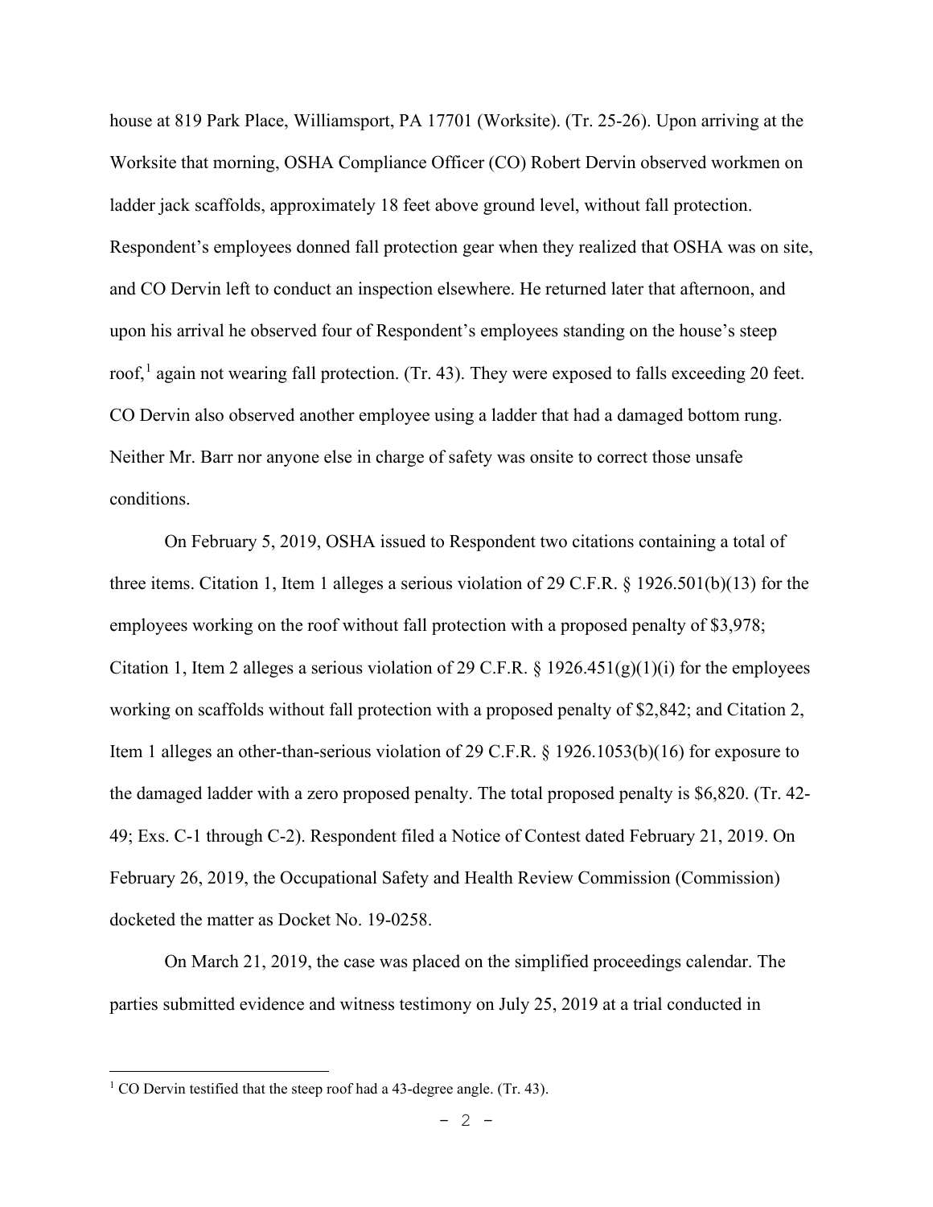house at 819 Park Place, Williamsport, PA 17701 (Worksite). (Tr. 25-26). Upon arriving at the Worksite that morning, OSHA Compliance Officer (CO) Robert Dervin observed workmen on ladder jack scaffolds, approximately 18 feet above ground level, without fall protection. Respondent's employees donned fall protection gear when they realized that OSHA was on site, and CO Dervin left to conduct an inspection elsewhere. He returned later that afternoon, and upon his arrival he observed four of Respondent's employees standing on the house's steep roof,[1] again not wearing fall protection. (Tr. 43). They were exposed to falls exceeding 20 feet. CO Dervin also observed another employee using a ladder that had a damaged bottom rung. Neither Mr. Barr nor anyone else in charge of safety was onsite to correct those unsafe conditions.

On February 5, 2019, OSHA issued to Respondent two citations containing a total of three items. Citation 1, Item 1 alleges a serious violation of 29 C.F.R. § 1926.501(b)(13) for the employees working on the roof without fall protection with a proposed penalty of $3,978; Citation 1, Item 2 alleges a serious violation of 29 C.F.R. § 1926.451(g)(1)(i) for the employees working on scaffolds without fall protection with a proposed penalty of $2,842; and Citation 2, Item 1 alleges an other-than-serious violation of 29 C.F.R. § 1926.1053(b)(16) for exposure to the damaged ladder with a zero proposed penalty. The total proposed penalty is $6,820. (Tr. 42-49; Exs. C-1 through C-2). Respondent filed a Notice of Contest dated February 21, 2019. On February 26, 2019, the Occupational Safety and Health Review Commission (Commission) docketed the matter as Docket No. 19-0258.

On March 21, 2019, the case was placed on the simplified proceedings calendar. The parties submitted evidence and witness testimony on July 25, 2019 at a trial conducted in

[1] CO Dervin testified that the steep roof had a 43-degree angle. (Tr. 43).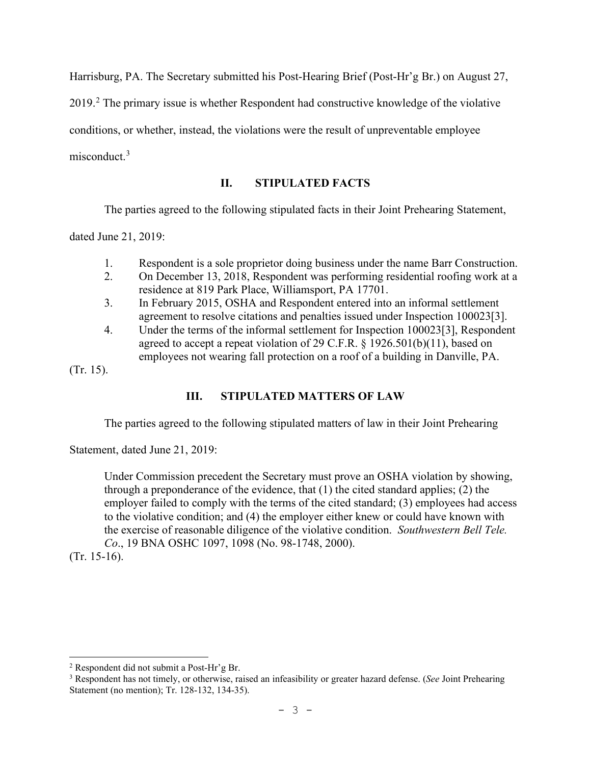Harrisburg, PA. The Secretary submitted his Post-Hearing Brief (Post-Hr'g Br.) on August 27, 2019.[2] The primary issue is whether Respondent had constructive knowledge of the violative conditions, or whether, instead, the violations were the result of unpreventable employee misconduct.[3]

## II. STIPULATED FACTS

The parties agreed to the following stipulated facts in their Joint Prehearing Statement, dated June 21, 2019:

1. Respondent is a sole proprietor doing business under the name Barr Construction.
2. On December 13, 2018, Respondent was performing residential roofing work at a residence at 819 Park Place, Williamsport, PA 17701.
3. In February 2015, OSHA and Respondent entered into an informal settlement agreement to resolve citations and penalties issued under Inspection 100023[3].
4. Under the terms of the informal settlement for Inspection 100023[3], Respondent agreed to accept a repeat violation of 29 C.F.R. § 1926.501(b)(11), based on employees not wearing fall protection on a roof of a building in Danville, PA.

(Tr. 15).

## III. STIPULATED MATTERS OF LAW

The parties agreed to the following stipulated matters of law in their Joint Prehearing Statement, dated June 21, 2019:

> Under Commission precedent the Secretary must prove an OSHA violation by showing, through a preponderance of the evidence, that (1) the cited standard applies; (2) the employer failed to comply with the terms of the cited standard; (3) employees had access to the violative condition; and (4) the employer either knew or could have known with the exercise of reasonable diligence of the violative condition. *Southwestern Bell Tele. Co*., 19 BNA OSHC 1097, 1098 (No. 98-1748, 2000).

(Tr. 15-16).

---

[2] Respondent did not submit a Post-Hr'g Br.

[3] Respondent has not timely, or otherwise, raised an infeasibility or greater hazard defense. (*See* Joint Prehearing Statement (no mention); Tr. 128-132, 134-35).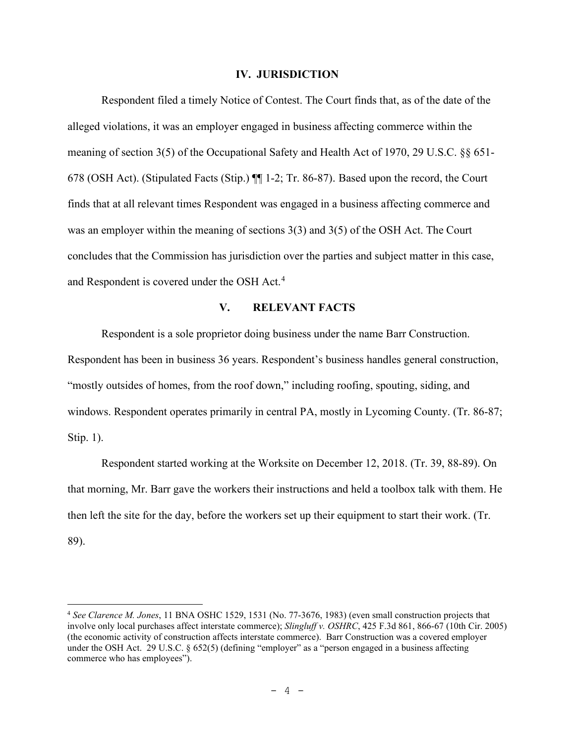## IV. JURISDICTION

Respondent filed a timely Notice of Contest. The Court finds that, as of the date of the alleged violations, it was an employer engaged in business affecting commerce within the meaning of section 3(5) of the Occupational Safety and Health Act of 1970, 29 U.S.C. §§ 651-678 (OSH Act). (Stipulated Facts (Stip.) ¶¶ 1-2; Tr. 86-87). Based upon the record, the Court finds that at all relevant times Respondent was engaged in a business affecting commerce and was an employer within the meaning of sections 3(3) and 3(5) of the OSH Act. The Court concludes that the Commission has jurisdiction over the parties and subject matter in this case, and Respondent is covered under the OSH Act.[4]

## V. RELEVANT FACTS

Respondent is a sole proprietor doing business under the name Barr Construction. Respondent has been in business 36 years. Respondent's business handles general construction, "mostly outsides of homes, from the roof down," including roofing, spouting, siding, and windows. Respondent operates primarily in central PA, mostly in Lycoming County. (Tr. 86-87; Stip. 1).

Respondent started working at the Worksite on December 12, 2018. (Tr. 39, 88-89). On that morning, Mr. Barr gave the workers their instructions and held a toolbox talk with them. He then left the site for the day, before the workers set up their equipment to start their work. (Tr. 89).

---

[4] *See Clarence M. Jones*, 11 BNA OSHC 1529, 1531 (No. 77-3676, 1983) (even small construction projects that involve only local purchases affect interstate commerce); *Slingluff v. OSHRC*, 425 F.3d 861, 866-67 (10th Cir. 2005) (the economic activity of construction affects interstate commerce). Barr Construction was a covered employer under the OSH Act. 29 U.S.C. § 652(5) (defining "employer" as a "person engaged in a business affecting commerce who has employees").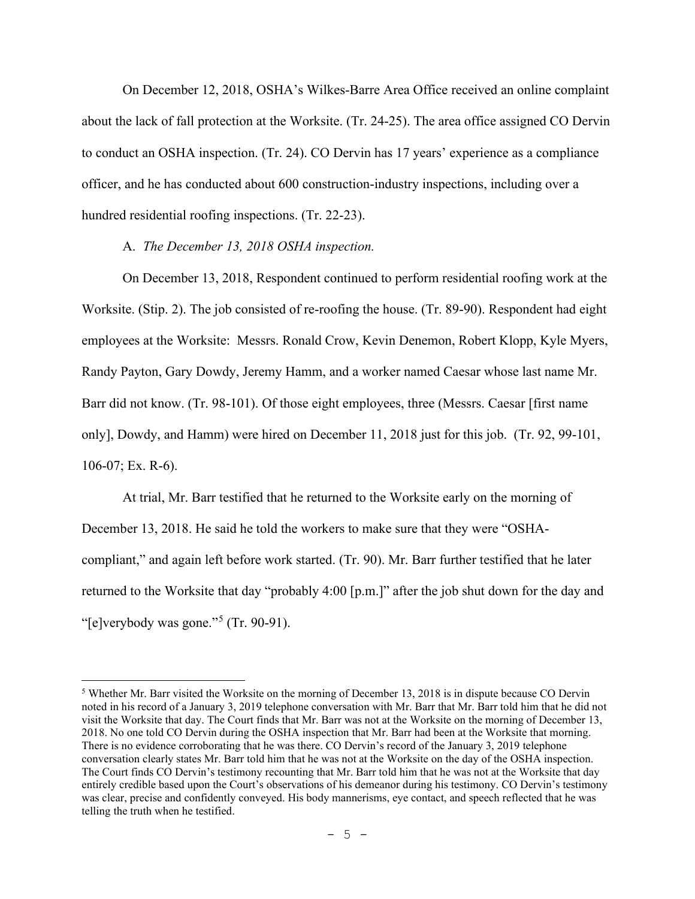On December 12, 2018, OSHA's Wilkes-Barre Area Office received an online complaint about the lack of fall protection at the Worksite. (Tr. 24-25). The area office assigned CO Dervin to conduct an OSHA inspection. (Tr. 24). CO Dervin has 17 years' experience as a compliance officer, and he has conducted about 600 construction-industry inspections, including over a hundred residential roofing inspections. (Tr. 22-23).

A. *The December 13, 2018 OSHA inspection.*

On December 13, 2018, Respondent continued to perform residential roofing work at the Worksite. (Stip. 2). The job consisted of re-roofing the house. (Tr. 89-90). Respondent had eight employees at the Worksite: Messrs. Ronald Crow, Kevin Denemon, Robert Klopp, Kyle Myers, Randy Payton, Gary Dowdy, Jeremy Hamm, and a worker named Caesar whose last name Mr. Barr did not know. (Tr. 98-101). Of those eight employees, three (Messrs. Caesar [first name only], Dowdy, and Hamm) were hired on December 11, 2018 just for this job. (Tr. 92, 99-101, 106-07; Ex. R-6).

At trial, Mr. Barr testified that he returned to the Worksite early on the morning of December 13, 2018. He said he told the workers to make sure that they were "OSHA-compliant," and again left before work started. (Tr. 90). Mr. Barr further testified that he later returned to the Worksite that day "probably 4:00 [p.m.]" after the job shut down for the day and "[e]verybody was gone."[5] (Tr. 90-91).

---

[5] Whether Mr. Barr visited the Worksite on the morning of December 13, 2018 is in dispute because CO Dervin noted in his record of a January 3, 2019 telephone conversation with Mr. Barr that Mr. Barr told him that he did not visit the Worksite that day. The Court finds that Mr. Barr was not at the Worksite on the morning of December 13, 2018. No one told CO Dervin during the OSHA inspection that Mr. Barr had been at the Worksite that morning. There is no evidence corroborating that he was there. CO Dervin's record of the January 3, 2019 telephone conversation clearly states Mr. Barr told him that he was not at the Worksite on the day of the OSHA inspection. The Court finds CO Dervin's testimony recounting that Mr. Barr told him that he was not at the Worksite that day entirely credible based upon the Court's observations of his demeanor during his testimony. CO Dervin's testimony was clear, precise and confidently conveyed. His body mannerisms, eye contact, and speech reflected that he was telling the truth when he testified.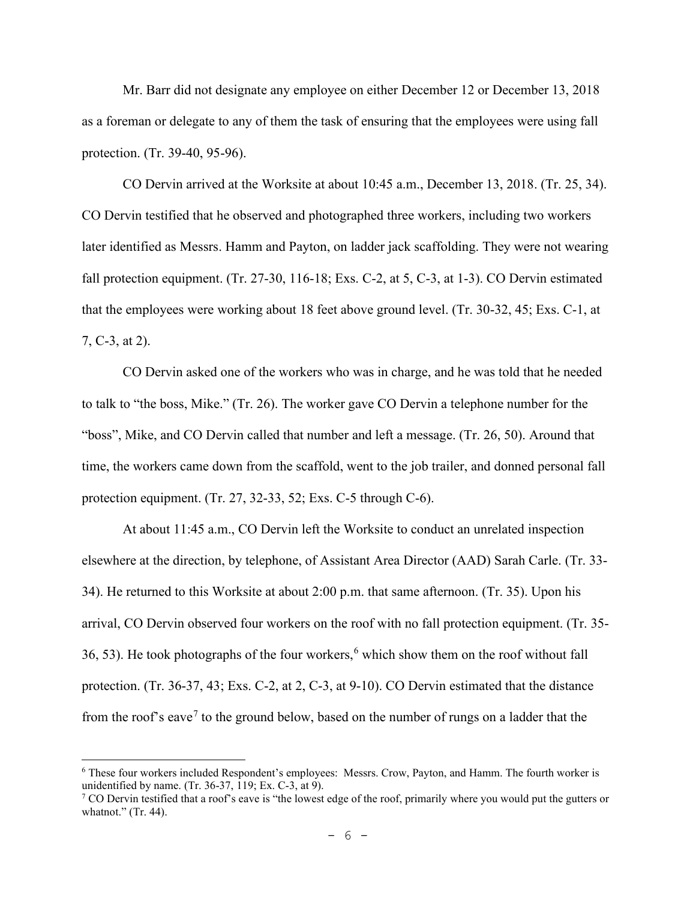Mr. Barr did not designate any employee on either December 12 or December 13, 2018 as a foreman or delegate to any of them the task of ensuring that the employees were using fall protection. (Tr. 39-40, 95-96).

CO Dervin arrived at the Worksite at about 10:45 a.m., December 13, 2018. (Tr. 25, 34). CO Dervin testified that he observed and photographed three workers, including two workers later identified as Messrs. Hamm and Payton, on ladder jack scaffolding. They were not wearing fall protection equipment. (Tr. 27-30, 116-18; Exs. C-2, at 5, C-3, at 1-3). CO Dervin estimated that the employees were working about 18 feet above ground level. (Tr. 30-32, 45; Exs. C-1, at 7, C-3, at 2).

CO Dervin asked one of the workers who was in charge, and he was told that he needed to talk to "the boss, Mike." (Tr. 26). The worker gave CO Dervin a telephone number for the "boss", Mike, and CO Dervin called that number and left a message. (Tr. 26, 50). Around that time, the workers came down from the scaffold, went to the job trailer, and donned personal fall protection equipment. (Tr. 27, 32-33, 52; Exs. C-5 through C-6).

At about 11:45 a.m., CO Dervin left the Worksite to conduct an unrelated inspection elsewhere at the direction, by telephone, of Assistant Area Director (AAD) Sarah Carle. (Tr. 33-34). He returned to this Worksite at about 2:00 p.m. that same afternoon. (Tr. 35). Upon his arrival, CO Dervin observed four workers on the roof with no fall protection equipment. (Tr. 35-36, 53). He took photographs of the four workers,[6] which show them on the roof without fall protection. (Tr. 36-37, 43; Exs. C-2, at 2, C-3, at 9-10). CO Dervin estimated that the distance from the roof's eave[7] to the ground below, based on the number of rungs on a ladder that the

---

[6] These four workers included Respondent's employees: Messrs. Crow, Payton, and Hamm. The fourth worker is unidentified by name. (Tr. 36-37, 119; Ex. C-3, at 9).

[7] CO Dervin testified that a roof's eave is "the lowest edge of the roof, primarily where you would put the gutters or whatnot." (Tr. 44).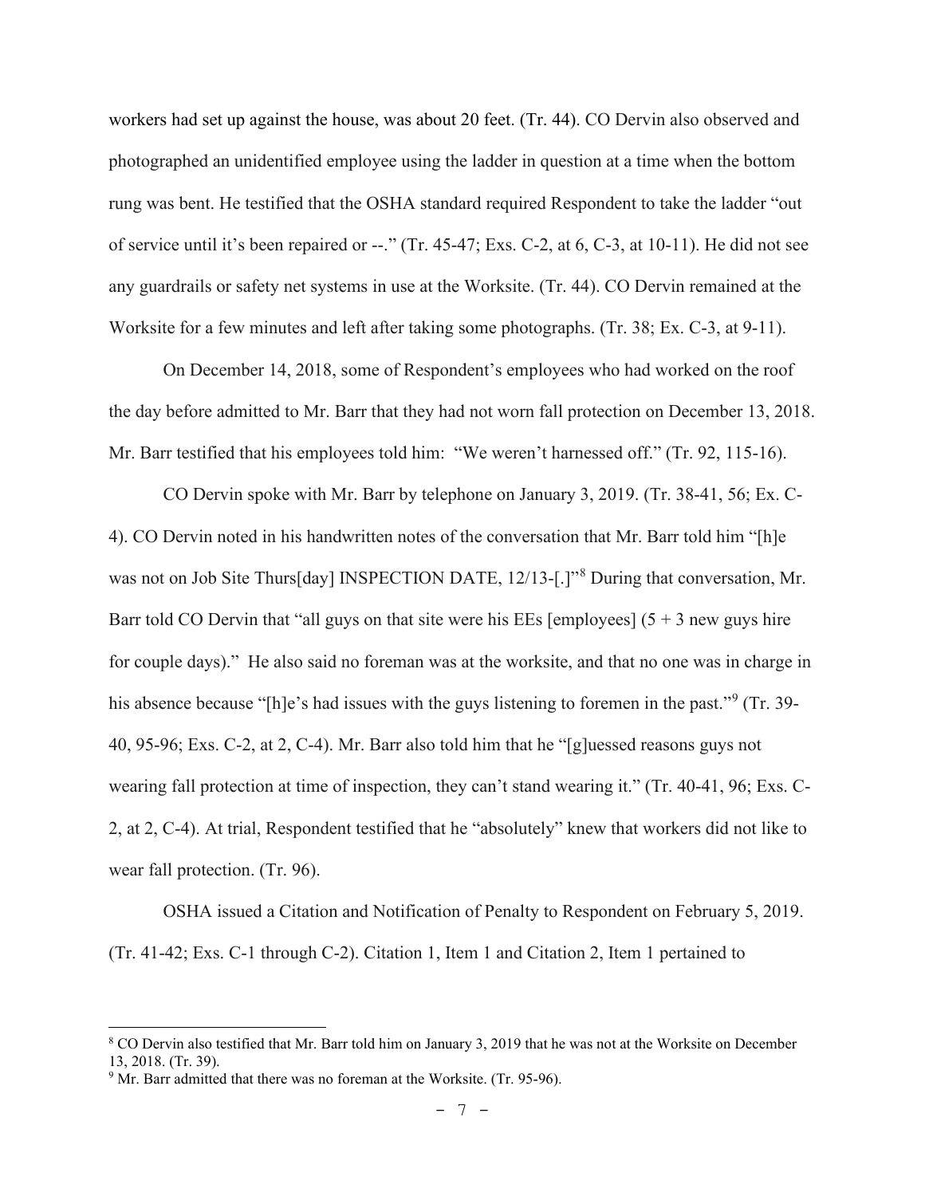workers had set up against the house, was about 20 feet. (Tr. 44). CO Dervin also observed and photographed an unidentified employee using the ladder in question at a time when the bottom rung was bent. He testified that the OSHA standard required Respondent to take the ladder "out of service until it's been repaired or --." (Tr. 45-47; Exs. C-2, at 6, C-3, at 10-11). He did not see any guardrails or safety net systems in use at the Worksite. (Tr. 44). CO Dervin remained at the Worksite for a few minutes and left after taking some photographs. (Tr. 38; Ex. C-3, at 9-11).

On December 14, 2018, some of Respondent's employees who had worked on the roof the day before admitted to Mr. Barr that they had not worn fall protection on December 13, 2018. Mr. Barr testified that his employees told him: "We weren't harnessed off." (Tr. 92, 115-16).

CO Dervin spoke with Mr. Barr by telephone on January 3, 2019. (Tr. 38-41, 56; Ex. C-4). CO Dervin noted in his handwritten notes of the conversation that Mr. Barr told him "[h]e was not on Job Site Thurs[day] INSPECTION DATE, 12/13-[.]"[8] During that conversation, Mr. Barr told CO Dervin that "all guys on that site were his EEs [employees] (5 + 3 new guys hire for couple days)." He also said no foreman was at the worksite, and that no one was in charge in his absence because "[h]e's had issues with the guys listening to foremen in the past."[9] (Tr. 39-40, 95-96; Exs. C-2, at 2, C-4). Mr. Barr also told him that he "[g]uessed reasons guys not wearing fall protection at time of inspection, they can't stand wearing it." (Tr. 40-41, 96; Exs. C-2, at 2, C-4). At trial, Respondent testified that he "absolutely" knew that workers did not like to wear fall protection. (Tr. 96).

OSHA issued a Citation and Notification of Penalty to Respondent on February 5, 2019. (Tr. 41-42; Exs. C-1 through C-2). Citation 1, Item 1 and Citation 2, Item 1 pertained to

---

[8] CO Dervin also testified that Mr. Barr told him on January 3, 2019 that he was not at the Worksite on December 13, 2018. (Tr. 39).

[9] Mr. Barr admitted that there was no foreman at the Worksite. (Tr. 95-96).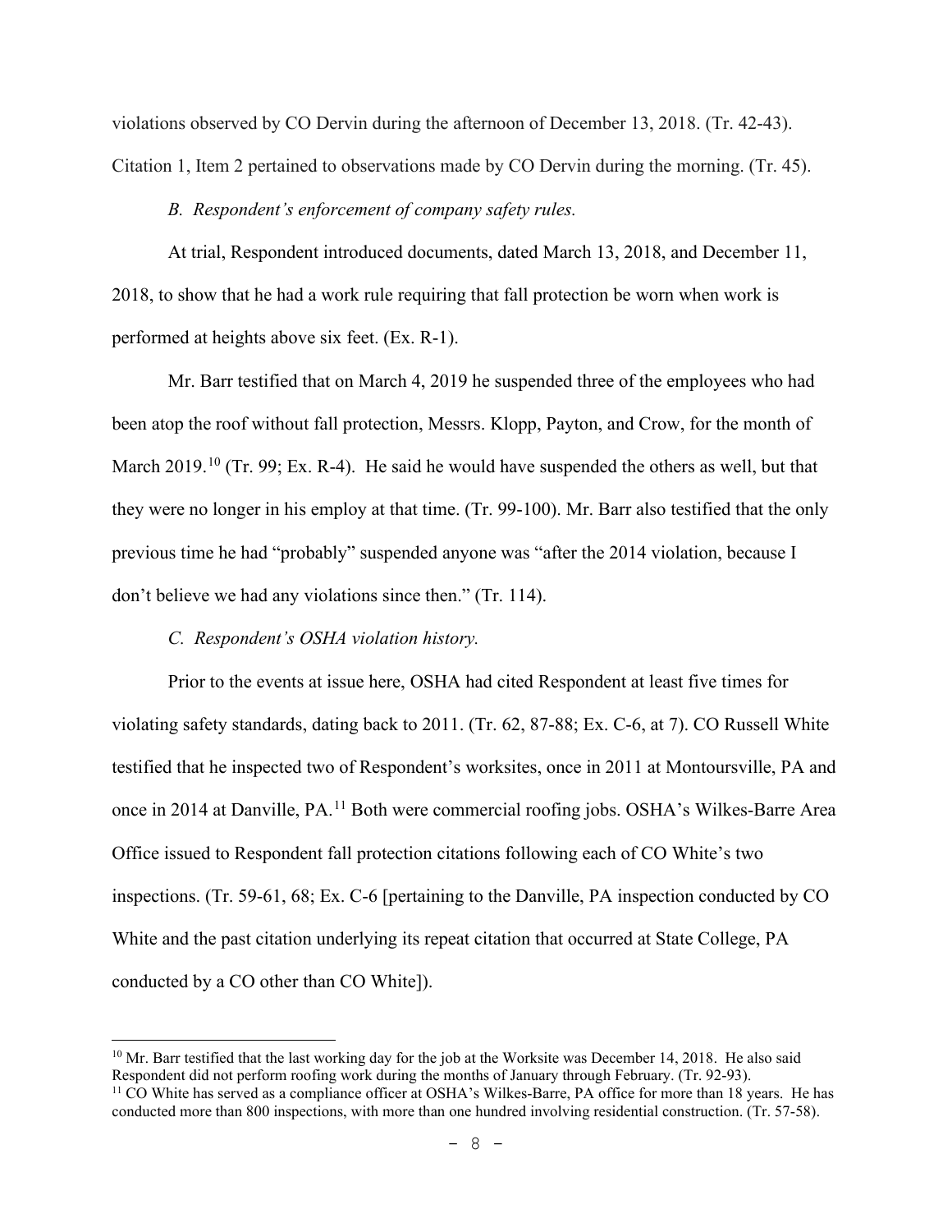violations observed by CO Dervin during the afternoon of December 13, 2018. (Tr. 42-43). Citation 1, Item 2 pertained to observations made by CO Dervin during the morning. (Tr. 45).

*B. Respondent's enforcement of company safety rules.*

At trial, Respondent introduced documents, dated March 13, 2018, and December 11, 2018, to show that he had a work rule requiring that fall protection be worn when work is performed at heights above six feet. (Ex. R-1).

Mr. Barr testified that on March 4, 2019 he suspended three of the employees who had been atop the roof without fall protection, Messrs. Klopp, Payton, and Crow, for the month of March 2019.[10] (Tr. 99; Ex. R-4). He said he would have suspended the others as well, but that they were no longer in his employ at that time. (Tr. 99-100). Mr. Barr also testified that the only previous time he had "probably" suspended anyone was "after the 2014 violation, because I don't believe we had any violations since then." (Tr. 114).

*C. Respondent's OSHA violation history.*

Prior to the events at issue here, OSHA had cited Respondent at least five times for violating safety standards, dating back to 2011. (Tr. 62, 87-88; Ex. C-6, at 7). CO Russell White testified that he inspected two of Respondent's worksites, once in 2011 at Montoursville, PA and once in 2014 at Danville, PA.[11] Both were commercial roofing jobs. OSHA's Wilkes-Barre Area Office issued to Respondent fall protection citations following each of CO White's two inspections. (Tr. 59-61, 68; Ex. C-6 [pertaining to the Danville, PA inspection conducted by CO White and the past citation underlying its repeat citation that occurred at State College, PA conducted by a CO other than CO White]).

---

[10] Mr. Barr testified that the last working day for the job at the Worksite was December 14, 2018. He also said Respondent did not perform roofing work during the months of January through February. (Tr. 92-93).

[11] CO White has served as a compliance officer at OSHA's Wilkes-Barre, PA office for more than 18 years. He has conducted more than 800 inspections, with more than one hundred involving residential construction. (Tr. 57-58).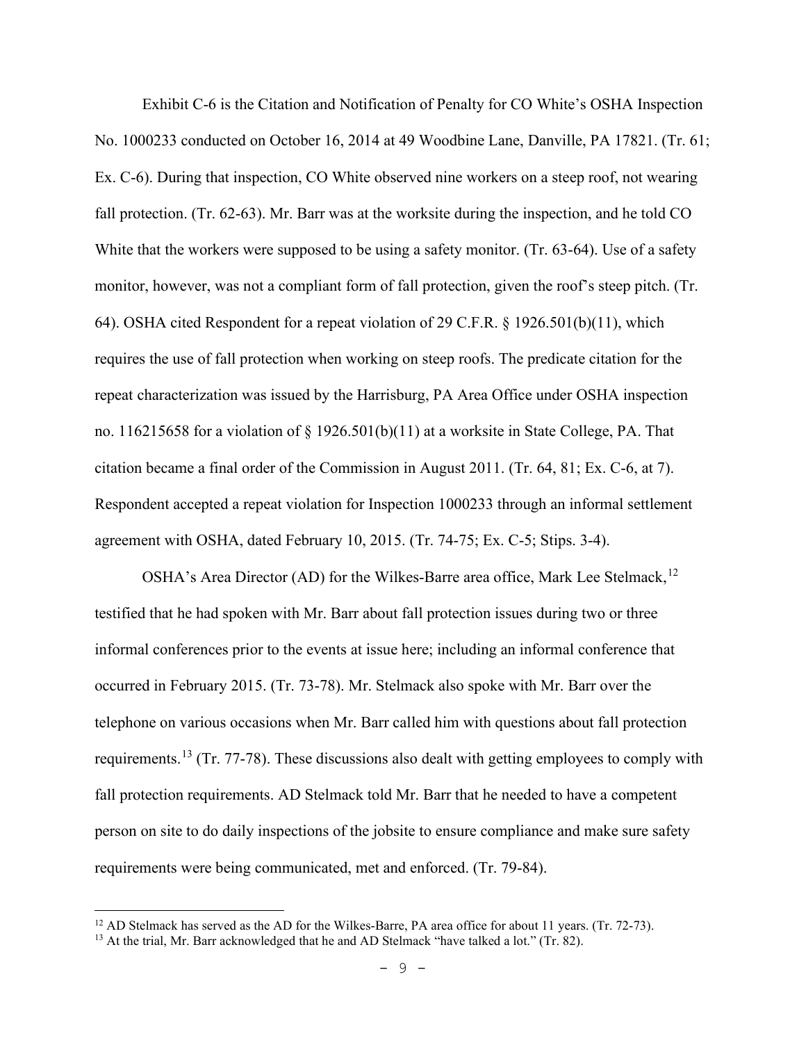Exhibit C-6 is the Citation and Notification of Penalty for CO White's OSHA Inspection No. 1000233 conducted on October 16, 2014 at 49 Woodbine Lane, Danville, PA 17821. (Tr. 61; Ex. C-6). During that inspection, CO White observed nine workers on a steep roof, not wearing fall protection. (Tr. 62-63). Mr. Barr was at the worksite during the inspection, and he told CO White that the workers were supposed to be using a safety monitor. (Tr. 63-64). Use of a safety monitor, however, was not a compliant form of fall protection, given the roof's steep pitch. (Tr. 64). OSHA cited Respondent for a repeat violation of 29 C.F.R. § 1926.501(b)(11), which requires the use of fall protection when working on steep roofs. The predicate citation for the repeat characterization was issued by the Harrisburg, PA Area Office under OSHA inspection no. 116215658 for a violation of § 1926.501(b)(11) at a worksite in State College, PA. That citation became a final order of the Commission in August 2011. (Tr. 64, 81; Ex. C-6, at 7). Respondent accepted a repeat violation for Inspection 1000233 through an informal settlement agreement with OSHA, dated February 10, 2015. (Tr. 74-75; Ex. C-5; Stips. 3-4).

OSHA's Area Director (AD) for the Wilkes-Barre area office, Mark Lee Stelmack,[12] testified that he had spoken with Mr. Barr about fall protection issues during two or three informal conferences prior to the events at issue here; including an informal conference that occurred in February 2015. (Tr. 73-78). Mr. Stelmack also spoke with Mr. Barr over the telephone on various occasions when Mr. Barr called him with questions about fall protection requirements.[13] (Tr. 77-78). These discussions also dealt with getting employees to comply with fall protection requirements. AD Stelmack told Mr. Barr that he needed to have a competent person on site to do daily inspections of the jobsite to ensure compliance and make sure safety requirements were being communicated, met and enforced. (Tr. 79-84).

---

[12] AD Stelmack has served as the AD for the Wilkes-Barre, PA area office for about 11 years. (Tr. 72-73).

[13] At the trial, Mr. Barr acknowledged that he and AD Stelmack "have talked a lot." (Tr. 82).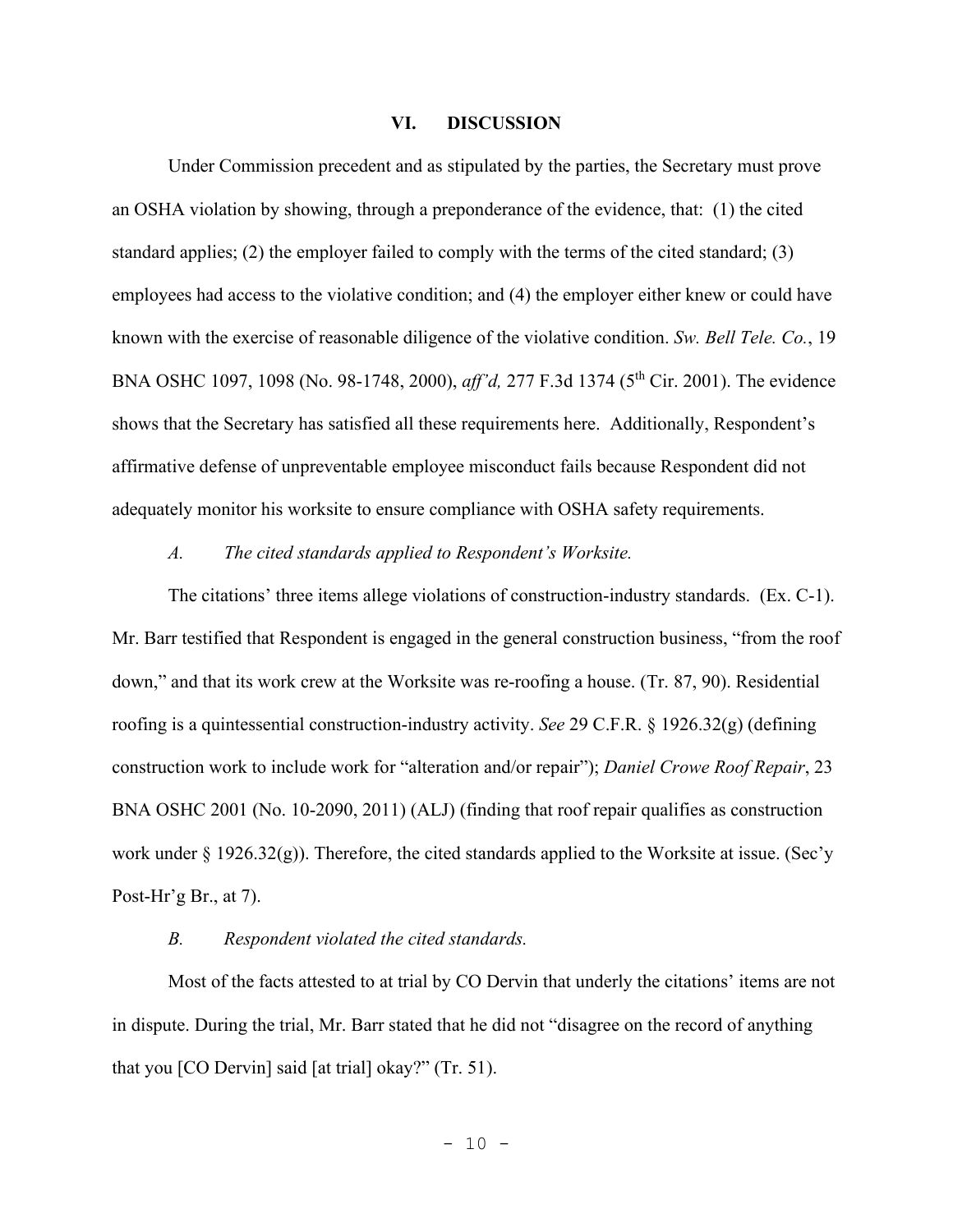## VI. DISCUSSION

Under Commission precedent and as stipulated by the parties, the Secretary must prove an OSHA violation by showing, through a preponderance of the evidence, that: (1) the cited standard applies; (2) the employer failed to comply with the terms of the cited standard; (3) employees had access to the violative condition; and (4) the employer either knew or could have known with the exercise of reasonable diligence of the violative condition. *Sw. Bell Tele. Co.*, 19 BNA OSHC 1097, 1098 (No. 98-1748, 2000), *aff'd,* 277 F.3d 1374 (5th Cir. 2001). The evidence shows that the Secretary has satisfied all these requirements here. Additionally, Respondent's affirmative defense of unpreventable employee misconduct fails because Respondent did not adequately monitor his worksite to ensure compliance with OSHA safety requirements.

### *A. The cited standards applied to Respondent's Worksite.*

The citations' three items allege violations of construction-industry standards. (Ex. C-1). Mr. Barr testified that Respondent is engaged in the general construction business, "from the roof down," and that its work crew at the Worksite was re-roofing a house. (Tr. 87, 90). Residential roofing is a quintessential construction-industry activity. *See* 29 C.F.R. § 1926.32(g) (defining construction work to include work for "alteration and/or repair"); *Daniel Crowe Roof Repair*, 23 BNA OSHC 2001 (No. 10-2090, 2011) (ALJ) (finding that roof repair qualifies as construction work under § 1926.32(g)). Therefore, the cited standards applied to the Worksite at issue. (Sec'y Post-Hr'g Br., at 7).

### *B. Respondent violated the cited standards.*

Most of the facts attested to at trial by CO Dervin that underly the citations' items are not in dispute. During the trial, Mr. Barr stated that he did not "disagree on the record of anything that you [CO Dervin] said [at trial] okay?" (Tr. 51).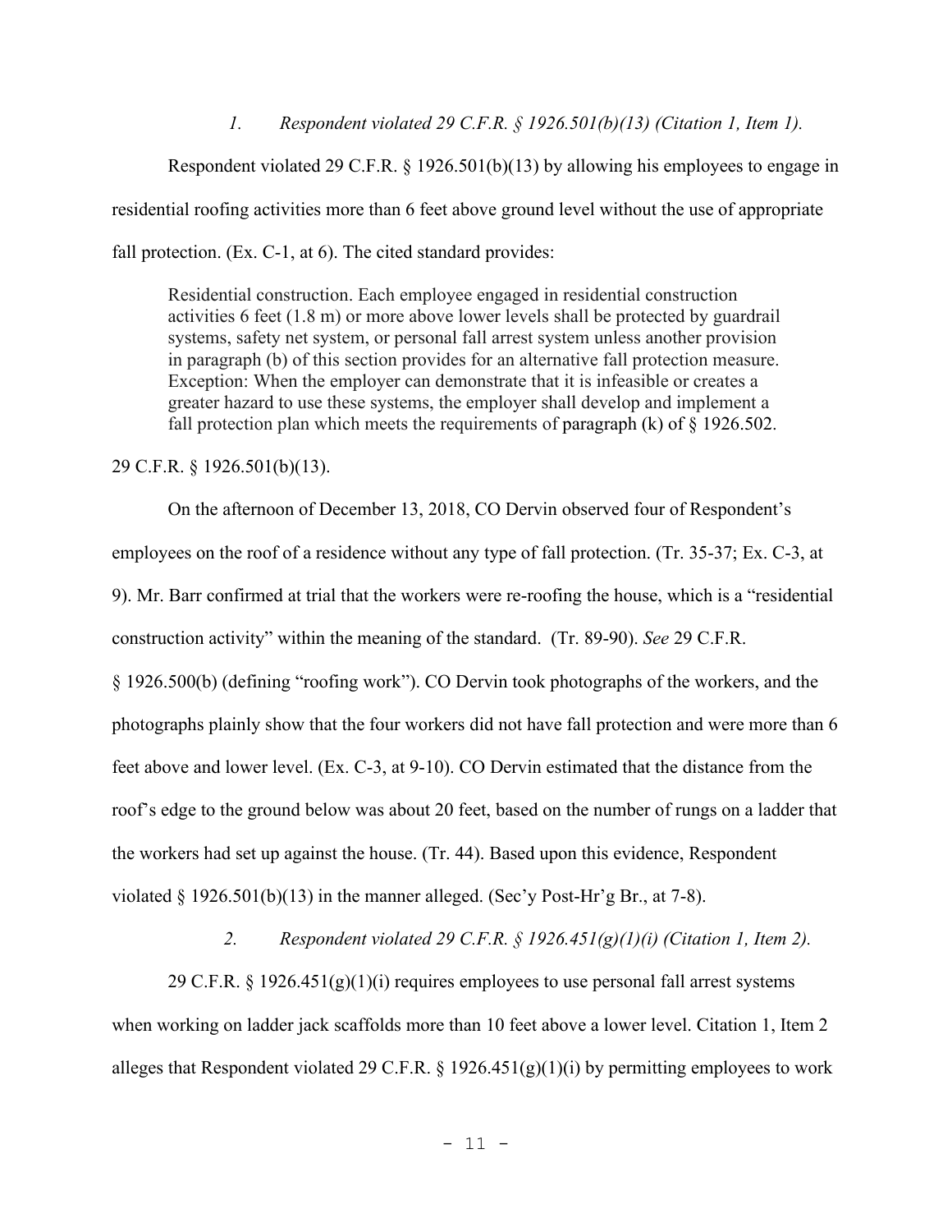*1. Respondent violated 29 C.F.R. § 1926.501(b)(13) (Citation 1, Item 1).*

Respondent violated 29 C.F.R. § 1926.501(b)(13) by allowing his employees to engage in residential roofing activities more than 6 feet above ground level without the use of appropriate fall protection. (Ex. C-1, at 6). The cited standard provides:

> Residential construction. Each employee engaged in residential construction activities 6 feet (1.8 m) or more above lower levels shall be protected by guardrail systems, safety net system, or personal fall arrest system unless another provision in paragraph (b) of this section provides for an alternative fall protection measure. Exception: When the employer can demonstrate that it is infeasible or creates a greater hazard to use these systems, the employer shall develop and implement a fall protection plan which meets the requirements of paragraph (k) of § 1926.502.

29 C.F.R. § 1926.501(b)(13).

On the afternoon of December 13, 2018, CO Dervin observed four of Respondent's employees on the roof of a residence without any type of fall protection. (Tr. 35-37; Ex. C-3, at 9). Mr. Barr confirmed at trial that the workers were re-roofing the house, which is a "residential construction activity" within the meaning of the standard. (Tr. 89-90). *See* 29 C.F.R. § 1926.500(b) (defining "roofing work"). CO Dervin took photographs of the workers, and the photographs plainly show that the four workers did not have fall protection and were more than 6 feet above and lower level. (Ex. C-3, at 9-10). CO Dervin estimated that the distance from the roof's edge to the ground below was about 20 feet, based on the number of rungs on a ladder that the workers had set up against the house. (Tr. 44). Based upon this evidence, Respondent violated § 1926.501(b)(13) in the manner alleged. (Sec'y Post-Hr'g Br., at 7-8).

*2. Respondent violated 29 C.F.R. § 1926.451(g)(1)(i) (Citation 1, Item 2).*

29 C.F.R. § 1926.451(g)(1)(i) requires employees to use personal fall arrest systems when working on ladder jack scaffolds more than 10 feet above a lower level. Citation 1, Item 2 alleges that Respondent violated 29 C.F.R. § 1926.451(g)(1)(i) by permitting employees to work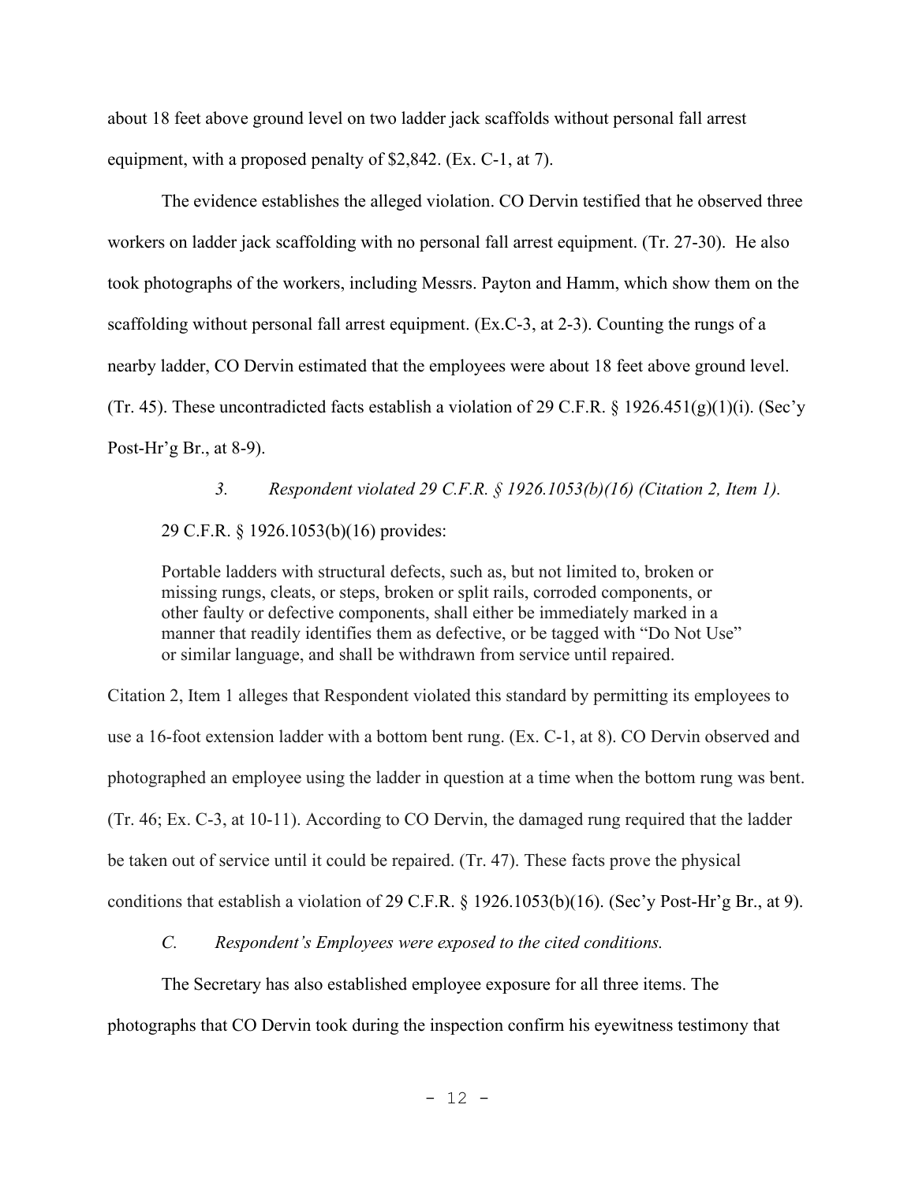about 18 feet above ground level on two ladder jack scaffolds without personal fall arrest equipment, with a proposed penalty of $2,842. (Ex. C-1, at 7).

The evidence establishes the alleged violation. CO Dervin testified that he observed three workers on ladder jack scaffolding with no personal fall arrest equipment. (Tr. 27-30). He also took photographs of the workers, including Messrs. Payton and Hamm, which show them on the scaffolding without personal fall arrest equipment. (Ex.C-3, at 2-3). Counting the rungs of a nearby ladder, CO Dervin estimated that the employees were about 18 feet above ground level. (Tr. 45). These uncontradicted facts establish a violation of 29 C.F.R. § 1926.451(g)(1)(i). (Sec'y Post-Hr'g Br., at 8-9).

*3. Respondent violated 29 C.F.R. § 1926.1053(b)(16) (Citation 2, Item 1).*

29 C.F.R. § 1926.1053(b)(16) provides:

> Portable ladders with structural defects, such as, but not limited to, broken or missing rungs, cleats, or steps, broken or split rails, corroded components, or other faulty or defective components, shall either be immediately marked in a manner that readily identifies them as defective, or be tagged with "Do Not Use" or similar language, and shall be withdrawn from service until repaired.

Citation 2, Item 1 alleges that Respondent violated this standard by permitting its employees to use a 16-foot extension ladder with a bottom bent rung. (Ex. C-1, at 8). CO Dervin observed and photographed an employee using the ladder in question at a time when the bottom rung was bent. (Tr. 46; Ex. C-3, at 10-11). According to CO Dervin, the damaged rung required that the ladder be taken out of service until it could be repaired. (Tr. 47). These facts prove the physical conditions that establish a violation of 29 C.F.R. § 1926.1053(b)(16). (Sec'y Post-Hr'g Br., at 9).

*C. Respondent's Employees were exposed to the cited conditions.*

The Secretary has also established employee exposure for all three items. The photographs that CO Dervin took during the inspection confirm his eyewitness testimony that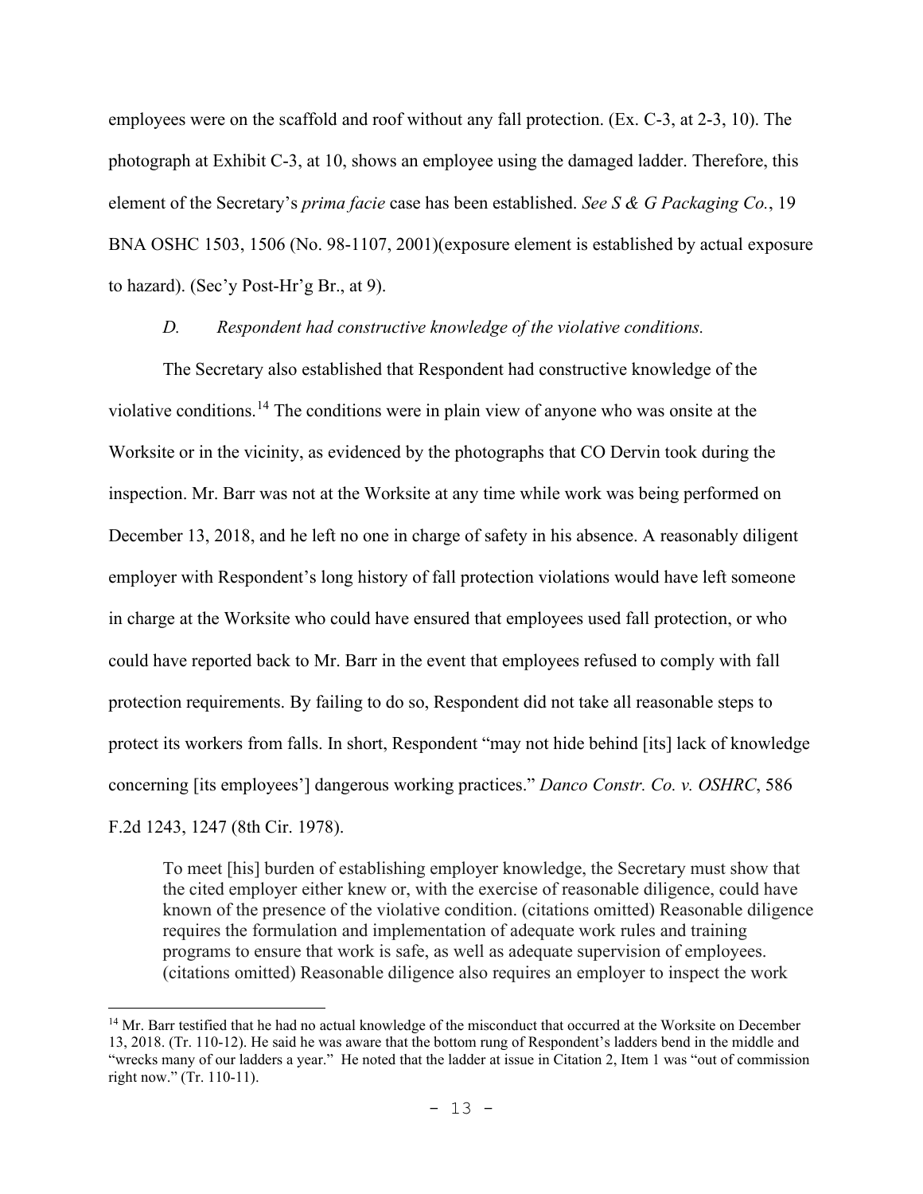employees were on the scaffold and roof without any fall protection. (Ex. C-3, at 2-3, 10). The photograph at Exhibit C-3, at 10, shows an employee using the damaged ladder. Therefore, this element of the Secretary's *prima facie* case has been established. *See S & G Packaging Co.*, 19 BNA OSHC 1503, 1506 (No. 98-1107, 2001)(exposure element is established by actual exposure to hazard). (Sec'y Post-Hr'g Br., at 9).

*D. Respondent had constructive knowledge of the violative conditions.*

The Secretary also established that Respondent had constructive knowledge of the violative conditions.[14] The conditions were in plain view of anyone who was onsite at the Worksite or in the vicinity, as evidenced by the photographs that CO Dervin took during the inspection. Mr. Barr was not at the Worksite at any time while work was being performed on December 13, 2018, and he left no one in charge of safety in his absence. A reasonably diligent employer with Respondent's long history of fall protection violations would have left someone in charge at the Worksite who could have ensured that employees used fall protection, or who could have reported back to Mr. Barr in the event that employees refused to comply with fall protection requirements. By failing to do so, Respondent did not take all reasonable steps to protect its workers from falls. In short, Respondent "may not hide behind [its] lack of knowledge concerning [its employees'] dangerous working practices." *Danco Constr. Co. v. OSHRC*, 586 F.2d 1243, 1247 (8th Cir. 1978).

> To meet [his] burden of establishing employer knowledge, the Secretary must show that the cited employer either knew or, with the exercise of reasonable diligence, could have known of the presence of the violative condition. (citations omitted) Reasonable diligence requires the formulation and implementation of adequate work rules and training programs to ensure that work is safe, as well as adequate supervision of employees. (citations omitted) Reasonable diligence also requires an employer to inspect the work

[14] Mr. Barr testified that he had no actual knowledge of the misconduct that occurred at the Worksite on December 13, 2018. (Tr. 110-12). He said he was aware that the bottom rung of Respondent's ladders bend in the middle and "wrecks many of our ladders a year." He noted that the ladder at issue in Citation 2, Item 1 was "out of commission right now." (Tr. 110-11).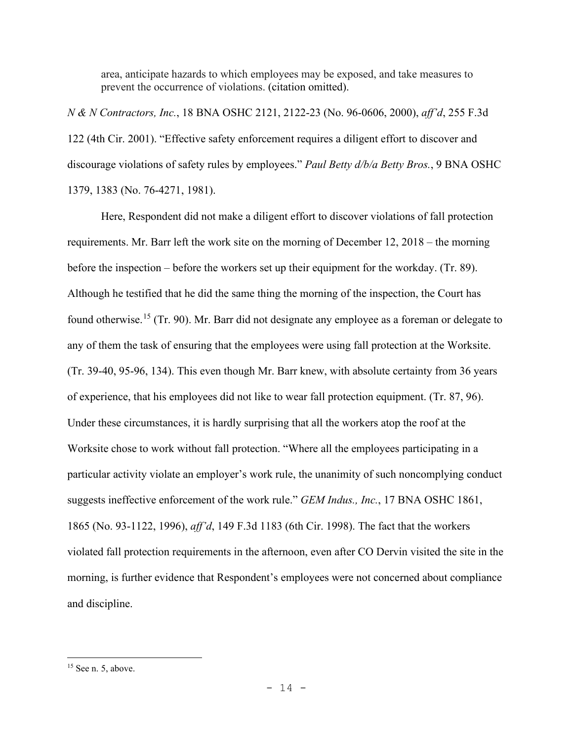> area, anticipate hazards to which employees may be exposed, and take measures to prevent the occurrence of violations. (citation omitted).

*N & N Contractors, Inc.*, 18 BNA OSHC 2121, 2122-23 (No. 96-0606, 2000), *aff'd*, 255 F.3d 122 (4th Cir. 2001). "Effective safety enforcement requires a diligent effort to discover and discourage violations of safety rules by employees." *Paul Betty d/b/a Betty Bros.*, 9 BNA OSHC 1379, 1383 (No. 76-4271, 1981).

Here, Respondent did not make a diligent effort to discover violations of fall protection requirements. Mr. Barr left the work site on the morning of December 12, 2018 – the morning before the inspection – before the workers set up their equipment for the workday. (Tr. 89). Although he testified that he did the same thing the morning of the inspection, the Court has found otherwise.[15] (Tr. 90). Mr. Barr did not designate any employee as a foreman or delegate to any of them the task of ensuring that the employees were using fall protection at the Worksite. (Tr. 39-40, 95-96, 134). This even though Mr. Barr knew, with absolute certainty from 36 years of experience, that his employees did not like to wear fall protection equipment. (Tr. 87, 96). Under these circumstances, it is hardly surprising that all the workers atop the roof at the Worksite chose to work without fall protection. "Where all the employees participating in a particular activity violate an employer's work rule, the unanimity of such noncomplying conduct suggests ineffective enforcement of the work rule." *GEM Indus., Inc.*, 17 BNA OSHC 1861, 1865 (No. 93-1122, 1996), *aff'd*, 149 F.3d 1183 (6th Cir. 1998). The fact that the workers violated fall protection requirements in the afternoon, even after CO Dervin visited the site in the morning, is further evidence that Respondent's employees were not concerned about compliance and discipline.

[15] See n. 5, above.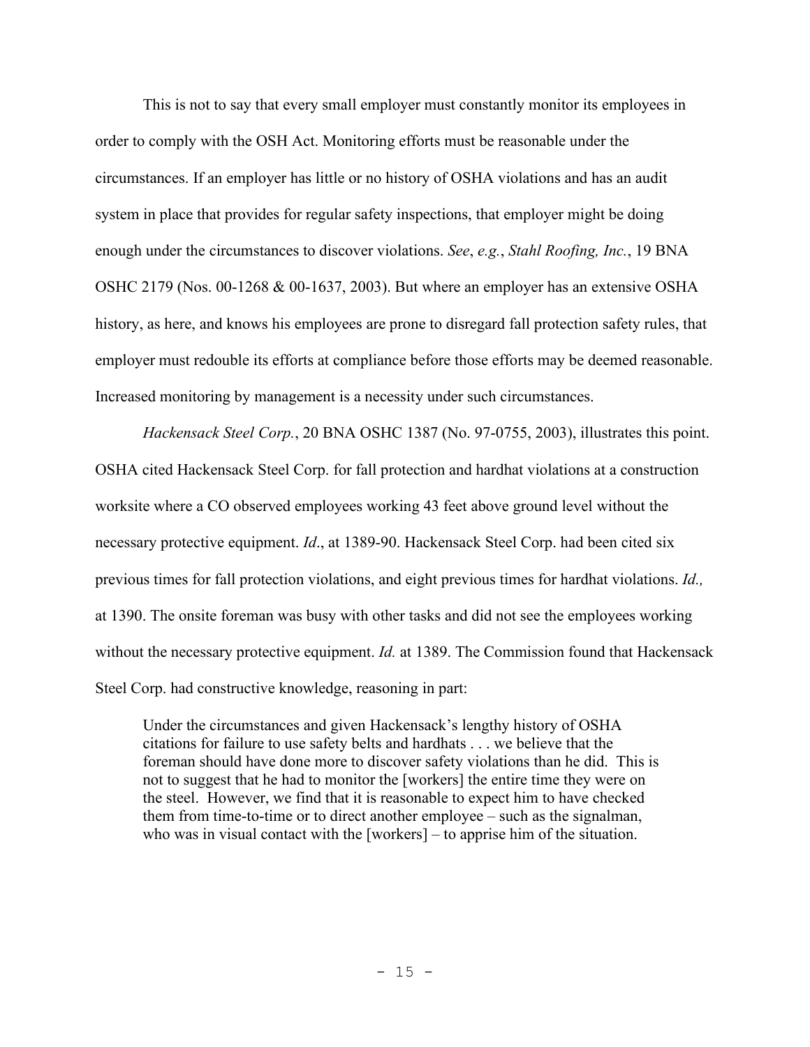This is not to say that every small employer must constantly monitor its employees in order to comply with the OSH Act. Monitoring efforts must be reasonable under the circumstances. If an employer has little or no history of OSHA violations and has an audit system in place that provides for regular safety inspections, that employer might be doing enough under the circumstances to discover violations. *See*, *e.g.*, *Stahl Roofing, Inc.*, 19 BNA OSHC 2179 (Nos. 00-1268 & 00-1637, 2003). But where an employer has an extensive OSHA history, as here, and knows his employees are prone to disregard fall protection safety rules, that employer must redouble its efforts at compliance before those efforts may be deemed reasonable. Increased monitoring by management is a necessity under such circumstances.

*Hackensack Steel Corp.*, 20 BNA OSHC 1387 (No. 97-0755, 2003), illustrates this point. OSHA cited Hackensack Steel Corp. for fall protection and hardhat violations at a construction worksite where a CO observed employees working 43 feet above ground level without the necessary protective equipment. *Id*., at 1389-90. Hackensack Steel Corp. had been cited six previous times for fall protection violations, and eight previous times for hardhat violations. *Id.,* at 1390. The onsite foreman was busy with other tasks and did not see the employees working without the necessary protective equipment. *Id.* at 1389. The Commission found that Hackensack Steel Corp. had constructive knowledge, reasoning in part:

> Under the circumstances and given Hackensack's lengthy history of OSHA citations for failure to use safety belts and hardhats . . . we believe that the foreman should have done more to discover safety violations than he did. This is not to suggest that he had to monitor the [workers] the entire time they were on the steel. However, we find that it is reasonable to expect him to have checked them from time-to-time or to direct another employee – such as the signalman, who was in visual contact with the [workers] – to apprise him of the situation.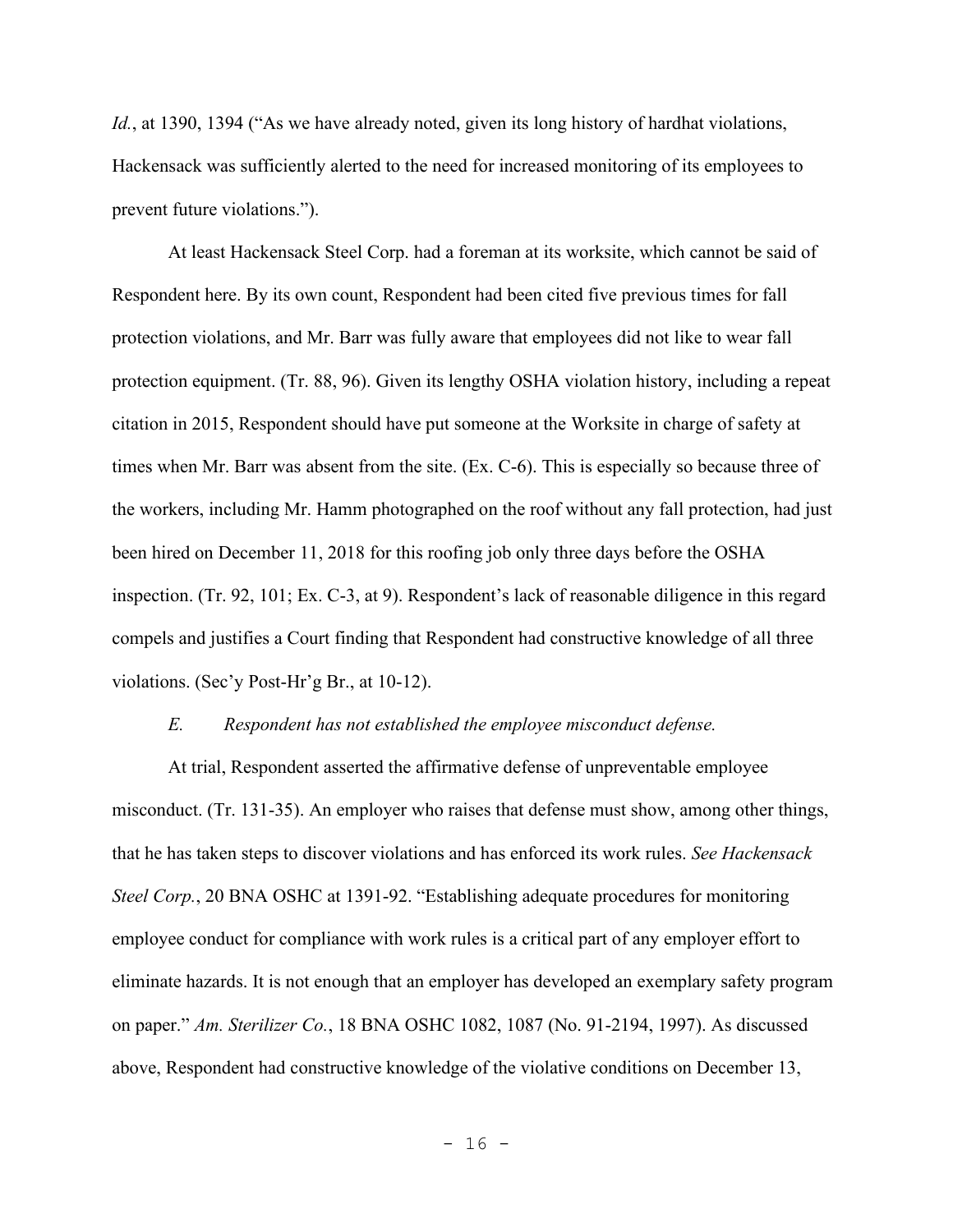*Id.*, at 1390, 1394 ("As we have already noted, given its long history of hardhat violations, Hackensack was sufficiently alerted to the need for increased monitoring of its employees to prevent future violations.").

At least Hackensack Steel Corp. had a foreman at its worksite, which cannot be said of Respondent here. By its own count, Respondent had been cited five previous times for fall protection violations, and Mr. Barr was fully aware that employees did not like to wear fall protection equipment. (Tr. 88, 96). Given its lengthy OSHA violation history, including a repeat citation in 2015, Respondent should have put someone at the Worksite in charge of safety at times when Mr. Barr was absent from the site. (Ex. C-6). This is especially so because three of the workers, including Mr. Hamm photographed on the roof without any fall protection, had just been hired on December 11, 2018 for this roofing job only three days before the OSHA inspection. (Tr. 92, 101; Ex. C-3, at 9). Respondent's lack of reasonable diligence in this regard compels and justifies a Court finding that Respondent had constructive knowledge of all three violations. (Sec'y Post-Hr'g Br., at 10-12).

*E. Respondent has not established the employee misconduct defense.*

At trial, Respondent asserted the affirmative defense of unpreventable employee misconduct. (Tr. 131-35). An employer who raises that defense must show, among other things, that he has taken steps to discover violations and has enforced its work rules. *See Hackensack Steel Corp.*, 20 BNA OSHC at 1391-92. "Establishing adequate procedures for monitoring employee conduct for compliance with work rules is a critical part of any employer effort to eliminate hazards. It is not enough that an employer has developed an exemplary safety program on paper." *Am. Sterilizer Co.*, 18 BNA OSHC 1082, 1087 (No. 91-2194, 1997). As discussed above, Respondent had constructive knowledge of the violative conditions on December 13,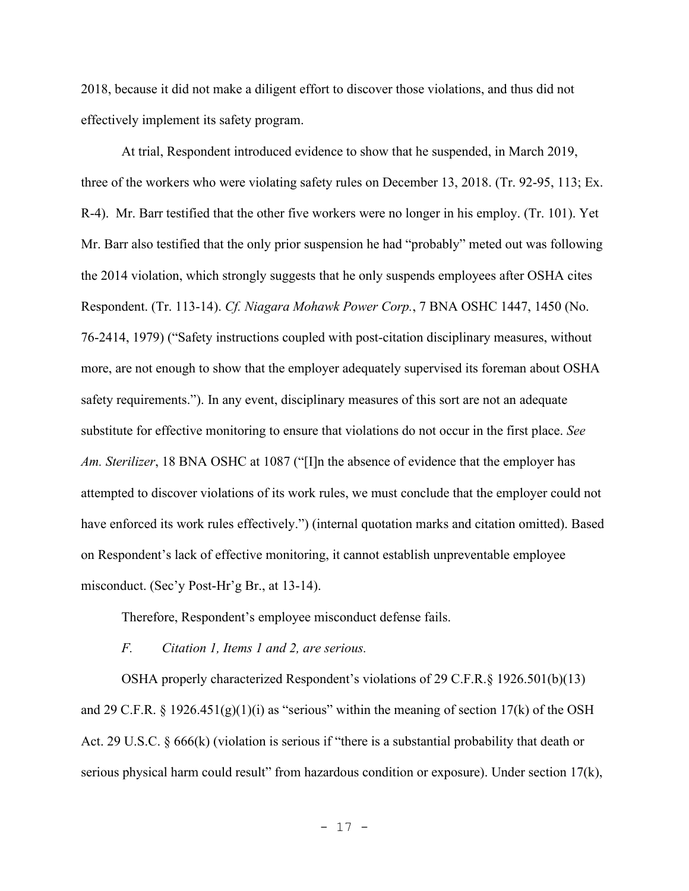2018, because it did not make a diligent effort to discover those violations, and thus did not effectively implement its safety program.

At trial, Respondent introduced evidence to show that he suspended, in March 2019, three of the workers who were violating safety rules on December 13, 2018. (Tr. 92-95, 113; Ex. R-4). Mr. Barr testified that the other five workers were no longer in his employ. (Tr. 101). Yet Mr. Barr also testified that the only prior suspension he had "probably" meted out was following the 2014 violation, which strongly suggests that he only suspends employees after OSHA cites Respondent. (Tr. 113-14). *Cf. Niagara Mohawk Power Corp.*, 7 BNA OSHC 1447, 1450 (No. 76-2414, 1979) ("Safety instructions coupled with post-citation disciplinary measures, without more, are not enough to show that the employer adequately supervised its foreman about OSHA safety requirements."). In any event, disciplinary measures of this sort are not an adequate substitute for effective monitoring to ensure that violations do not occur in the first place. *See Am. Sterilizer*, 18 BNA OSHC at 1087 ("[I]n the absence of evidence that the employer has attempted to discover violations of its work rules, we must conclude that the employer could not have enforced its work rules effectively.") (internal quotation marks and citation omitted). Based on Respondent's lack of effective monitoring, it cannot establish unpreventable employee misconduct. (Sec'y Post-Hr'g Br., at 13-14).

Therefore, Respondent's employee misconduct defense fails.

*F. Citation 1, Items 1 and 2, are serious.*

OSHA properly characterized Respondent's violations of 29 C.F.R.§ 1926.501(b)(13) and 29 C.F.R. § 1926.451(g)(1)(i) as "serious" within the meaning of section 17(k) of the OSH Act. 29 U.S.C. § 666(k) (violation is serious if "there is a substantial probability that death or serious physical harm could result" from hazardous condition or exposure). Under section 17(k),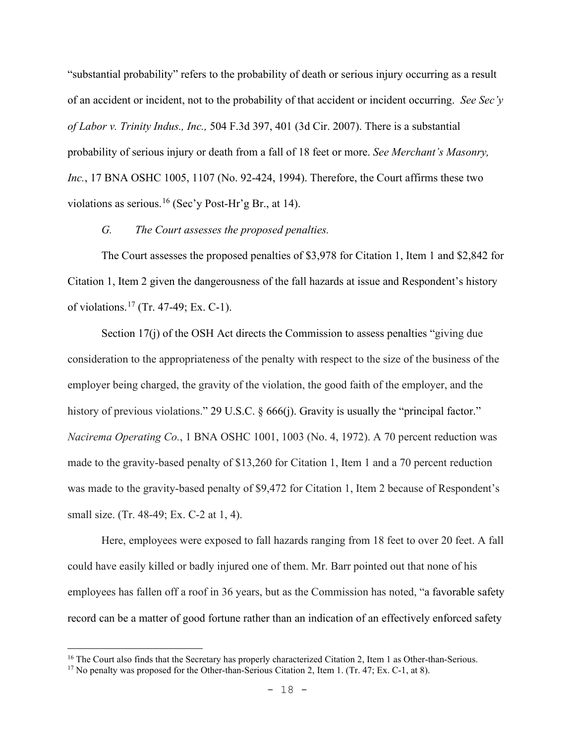"substantial probability" refers to the probability of death or serious injury occurring as a result of an accident or incident, not to the probability of that accident or incident occurring. *See Sec'y of Labor v. Trinity Indus., Inc.,* 504 F.3d 397, 401 (3d Cir. 2007). There is a substantial probability of serious injury or death from a fall of 18 feet or more. *See Merchant's Masonry, Inc.*, 17 BNA OSHC 1005, 1107 (No. 92-424, 1994). Therefore, the Court affirms these two violations as serious.[16] (Sec'y Post-Hr'g Br., at 14).

*G. The Court assesses the proposed penalties.*

The Court assesses the proposed penalties of $3,978 for Citation 1, Item 1 and $2,842 for Citation 1, Item 2 given the dangerousness of the fall hazards at issue and Respondent's history of violations.[17] (Tr. 47-49; Ex. C-1).

Section 17(j) of the OSH Act directs the Commission to assess penalties "giving due consideration to the appropriateness of the penalty with respect to the size of the business of the employer being charged, the gravity of the violation, the good faith of the employer, and the history of previous violations." 29 U.S.C. § 666(j). Gravity is usually the "principal factor." *Nacirema Operating Co.*, 1 BNA OSHC 1001, 1003 (No. 4, 1972). A 70 percent reduction was made to the gravity-based penalty of $13,260 for Citation 1, Item 1 and a 70 percent reduction was made to the gravity-based penalty of $9,472 for Citation 1, Item 2 because of Respondent's small size. (Tr. 48-49; Ex. C-2 at 1, 4).

Here, employees were exposed to fall hazards ranging from 18 feet to over 20 feet. A fall could have easily killed or badly injured one of them. Mr. Barr pointed out that none of his employees has fallen off a roof in 36 years, but as the Commission has noted, "a favorable safety record can be a matter of good fortune rather than an indication of an effectively enforced safety

---

[16] The Court also finds that the Secretary has properly characterized Citation 2, Item 1 as Other-than-Serious.

[17] No penalty was proposed for the Other-than-Serious Citation 2, Item 1. (Tr. 47; Ex. C-1, at 8).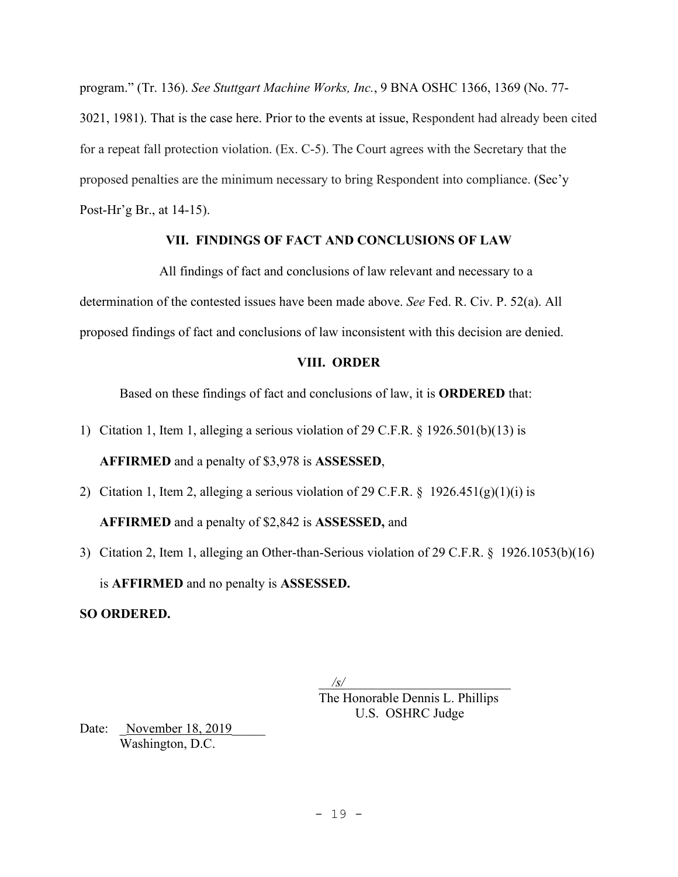program." (Tr. 136). *See Stuttgart Machine Works, Inc.*, 9 BNA OSHC 1366, 1369 (No. 77-3021, 1981). That is the case here. Prior to the events at issue, Respondent had already been cited for a repeat fall protection violation. (Ex. C-5). The Court agrees with the Secretary that the proposed penalties are the minimum necessary to bring Respondent into compliance. (Sec'y Post-Hr'g Br., at 14-15).

## VII. FINDINGS OF FACT AND CONCLUSIONS OF LAW

All findings of fact and conclusions of law relevant and necessary to a determination of the contested issues have been made above. *See* Fed. R. Civ. P. 52(a). All proposed findings of fact and conclusions of law inconsistent with this decision are denied.

## VIII. ORDER

Based on these findings of fact and conclusions of law, it is **ORDERED** that:

1) Citation 1, Item 1, alleging a serious violation of 29 C.F.R. § 1926.501(b)(13) is **AFFIRMED** and a penalty of $3,978 is **ASSESSED**,
2) Citation 1, Item 2, alleging a serious violation of 29 C.F.R. § 1926.451(g)(1)(i) is **AFFIRMED** and a penalty of $2,842 is **ASSESSED,** and
3) Citation 2, Item 1, alleging an Other-than-Serious violation of 29 C.F.R. § 1926.1053(b)(16) is **AFFIRMED** and no penalty is **ASSESSED.**

**SO ORDERED.**

*/s/*
The Honorable Dennis L. Phillips
U.S. OSHRC Judge

Date: November 18, 2019
Washington, D.C.